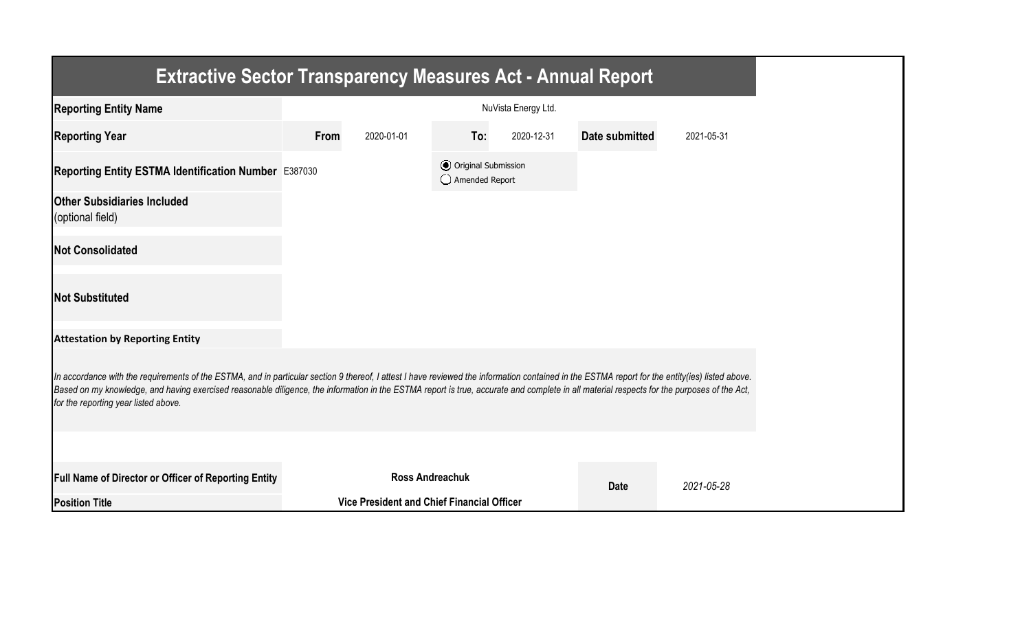# Extractive Sector Transparency Measures Act - Annual Report

| | | | | | | |
|---|---|---|---|---|---|---|
| **Reporting Entity Name** | NuVista Energy Ltd. | | | | | |
| **Reporting Year** | **From** | 2020-01-01 | **To:** | 2020-12-31 | **Date submitted** | 2021-05-31 |
| **Reporting Entity ESTMA Identification Number** | E387030 | | (●) Original Submission<br>( ) Amended Report | | | |
| **Other Subsidiaries Included** (optional field) | | | | | | |
| **Not Consolidated** | | | | | | |
| **Not Substituted** | | | | | | |

**Attestation by Reporting Entity**

*In accordance with the requirements of the ESTMA, and in particular section 9 thereof, I attest I have reviewed the information contained in the ESTMA report for the entity(ies) listed above. Based on my knowledge, and having exercised reasonable diligence, the information in the ESTMA report is true, accurate and complete in all material respects for the purposes of the Act, for the reporting year listed above.*

| | | | |
|---|---|---|---|
| **Full Name of Director or Officer of Reporting Entity** | **Ross Andreachuk** | **Date** | *2021-05-28* |
| **Position Title** | **Vice President and Chief Financial Officer** | | |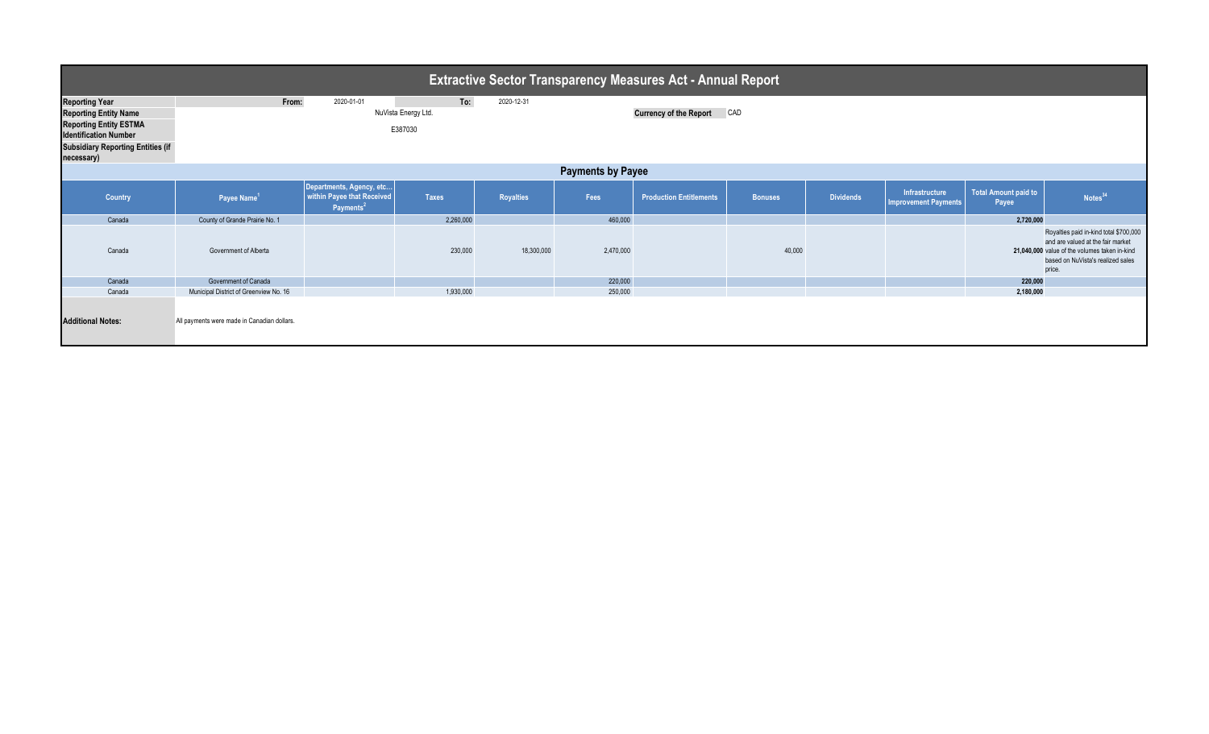# Extractive Sector Transparency Measures Act - Annual Report

| | | | |
|---|---|---|---|
| **Reporting Year** | From: 2020-01-01 | To: 2020-12-31 | |
| **Reporting Entity Name** | NuVista Energy Ltd. | **Currency of the Report** | CAD |
| **Reporting Entity ESTMA Identification Number** | E387030 | | |
| **Subsidiary Reporting Entities (if necessary)** | | | |

## Payments by Payee

| Country | Payee Name[1] | Departments, Agency, etc... within Payee that Received Payments[2] | Taxes | Royalties | Fees | Production Entitlements | Bonuses | Dividends | Infrastructure Improvement Payments | Total Amount paid to Payee | Notes[34] |
|---|---|---|---|---|---|---|---|---|---|---|---|
| Canada | County of Grande Prairie No. 1 | | 2,260,000 | | 460,000 | | | | | **2,720,000** | |
| Canada | Government of Alberta | | 230,000 | 18,300,000 | 2,470,000 | | 40,000 | | | **21,040,000** | Royalties paid in-kind total $700,000 and are valued at the fair market value of the volumes taken in-kind based on NuVista's realized sales price. |
| Canada | Government of Canada | | | | 220,000 | | | | | **220,000** | |
| Canada | Municipal District of Greenview No. 16 | | 1,930,000 | | 250,000 | | | | | **2,180,000** | |

**Additional Notes:** All payments were made in Canadian dollars.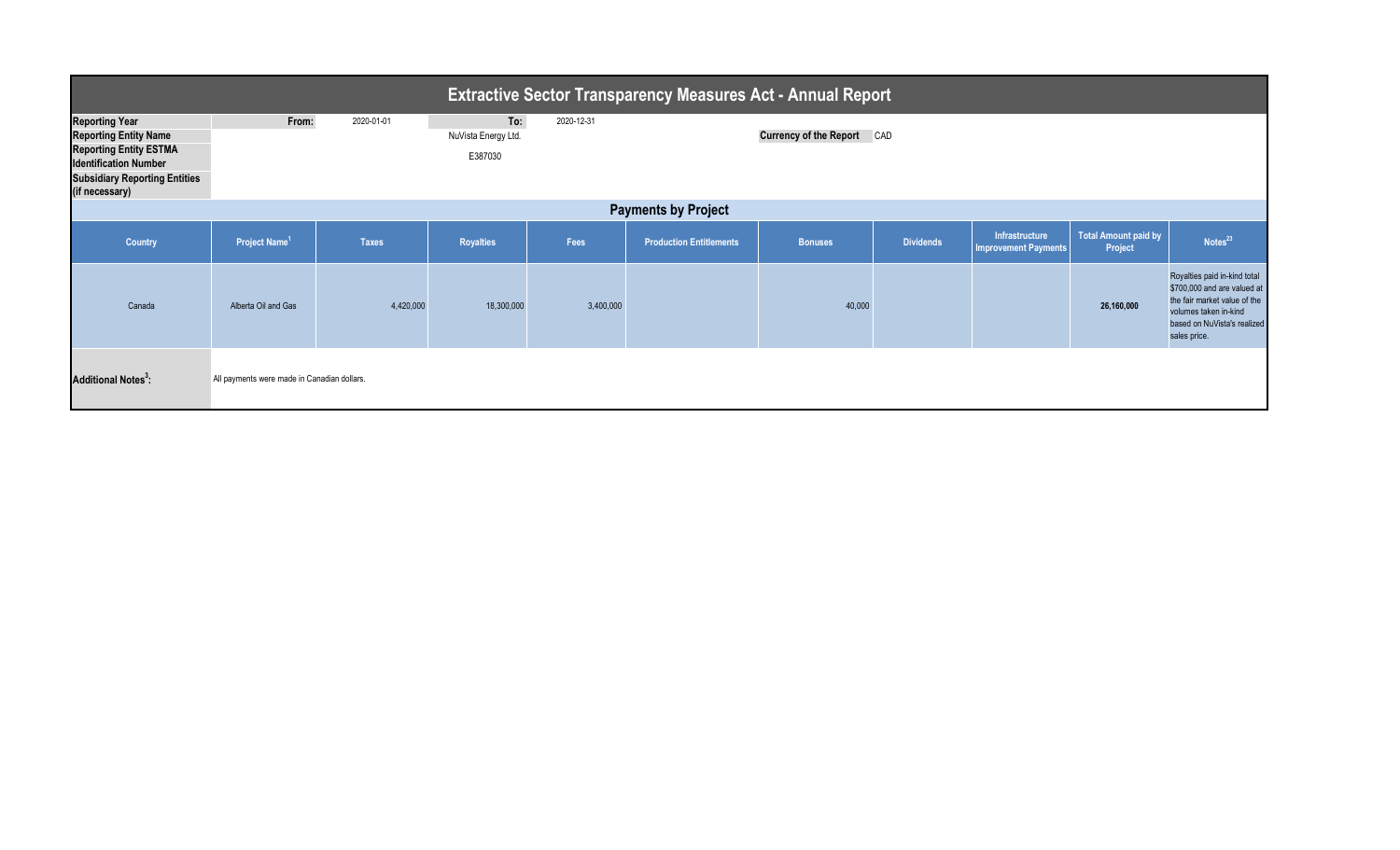# Extractive Sector Transparency Measures Act - Annual Report

| | | | |
|---|---|---|---|
| **Reporting Year** | From: 2020-01-01 | To: 2020-12-31 | |
| **Reporting Entity Name** | NuVista Energy Ltd. | **Currency of the Report** | CAD |
| **Reporting Entity ESTMA Identification Number** | E387030 | | |
| **Subsidiary Reporting Entities (if necessary)** | | | |

## Payments by Project

| Country | Project Name[1] | Taxes | Royalties | Fees | Production Entitlements | Bonuses | Dividends | Infrastructure Improvement Payments | Total Amount paid by Project | Notes[23] |
|---|---|---|---|---|---|---|---|---|---|---|
| Canada | Alberta Oil and Gas | 4,420,000 | 18,300,000 | 3,400,000 | | 40,000 | | | **26,160,000** | Royalties paid in-kind total $700,000 and are valued at the fair market value of the volumes taken in-kind based on NuVista's realized sales price. |

**Additional Notes[3]:** All payments were made in Canadian dollars.